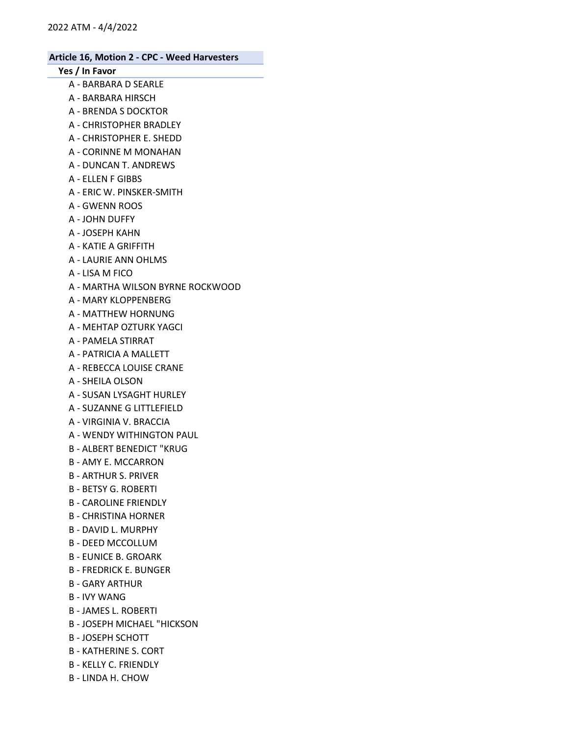## Article 16, Motion 2 - CPC - Weed Harvesters

### Yes / In Favor

- A - BARBARA D SEARLE
- A - BARBARA HIRSCH
- A - BRENDA S DOCKTOR
- A - CHRISTOPHER BRADLEY
- A - CHRISTOPHER E. SHEDD
- A - CORINNE M MONAHAN
- A - DUNCAN T. ANDREWS
- A - ELLEN F GIBBS
- A - ERIC W. PINSKER-SMITH
- A - GWENN ROOS
- A - JOHN DUFFY
- A - JOSEPH KAHN
- A - KATIE A GRIFFITH
- A - LAURIE ANN OHLMS
- A - LISA M FICO
- A - MARTHA WILSON BYRNE ROCKWOOD
- A - MARY KLOPPENBERG
- A - MATTHEW HORNUNG
- A - MEHTAP OZTURK YAGCI
- A - PAMELA STIRRAT
- A - PATRICIA A MALLETT
- A - REBECCA LOUISE CRANE
- A - SHEILA OLSON
- A - SUSAN LYSAGHT HURLEY
- A - SUZANNE G LITTLEFIELD
- A - VIRGINIA V. BRACCIA
- A - WENDY WITHINGTON PAUL
- B - ALBERT BENEDICT "KRUG
- B - AMY E. MCCARRON
- B - ARTHUR S. PRIVER
- B - BETSY G. ROBERTI
- B - CAROLINE FRIENDLY
- B - CHRISTINA HORNER
- B - DAVID L. MURPHY
- B - DEED MCCOLLUM
- B - EUNICE B. GROARK
- B - FREDRICK E. BUNGER
- B - GARY ARTHUR
- B - IVY WANG
- B - JAMES L. ROBERTI
- B - JOSEPH MICHAEL "HICKSON
- B - JOSEPH SCHOTT
- B - KATHERINE S. CORT
- B - KELLY C. FRIENDLY
- B - LINDA H. CHOW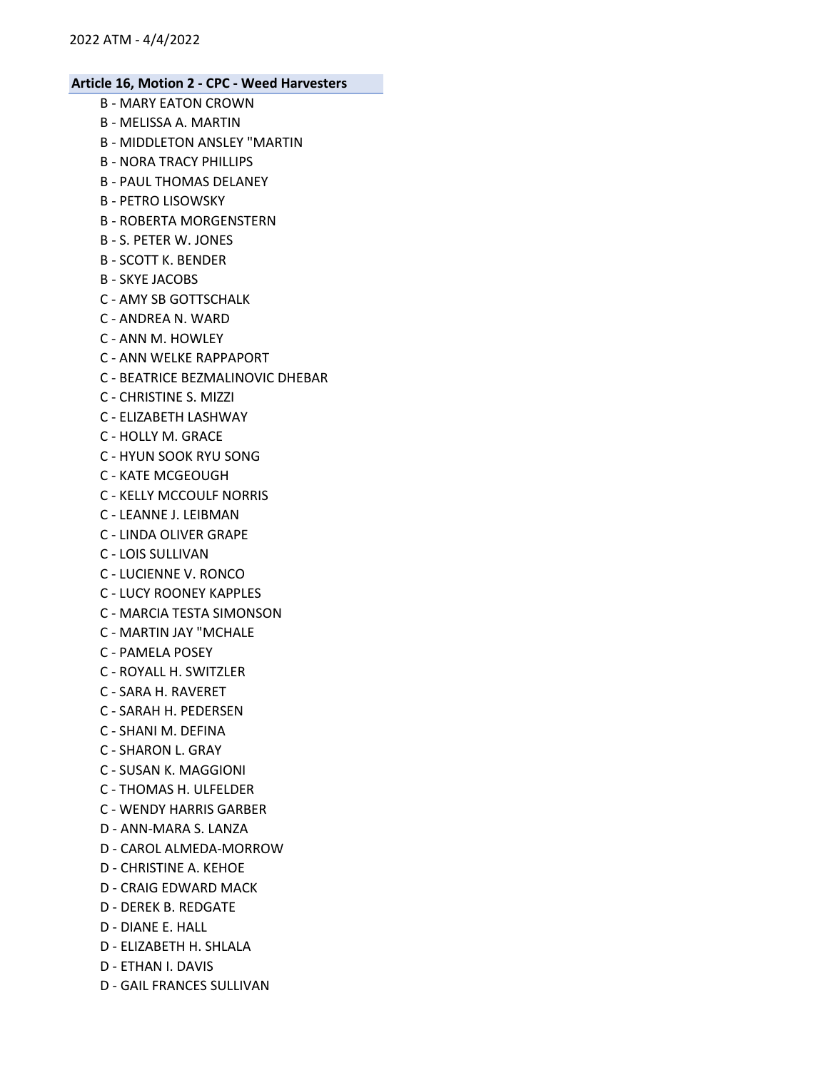**Article 16, Motion 2 - CPC - Weed Harvesters**

B - MARY EATON CROWN
B - MELISSA A. MARTIN
B - MIDDLETON ANSLEY "MARTIN
B - NORA TRACY PHILLIPS
B - PAUL THOMAS DELANEY
B - PETRO LISOWSKY
B - ROBERTA MORGENSTERN
B - S. PETER W. JONES
B - SCOTT K. BENDER
B - SKYE JACOBS
C - AMY SB GOTTSCHALK
C - ANDREA N. WARD
C - ANN M. HOWLEY
C - ANN WELKE RAPPAPORT
C - BEATRICE BEZMALINOVIC DHEBAR
C - CHRISTINE S. MIZZI
C - ELIZABETH LASHWAY
C - HOLLY M. GRACE
C - HYUN SOOK RYU SONG
C - KATE MCGEOUGH
C - KELLY MCCOULF NORRIS
C - LEANNE J. LEIBMAN
C - LINDA OLIVER GRAPE
C - LOIS SULLIVAN
C - LUCIENNE V. RONCO
C - LUCY ROONEY KAPPLES
C - MARCIA TESTA SIMONSON
C - MARTIN JAY "MCHALE
C - PAMELA POSEY
C - ROYALL H. SWITZLER
C - SARA H. RAVERET
C - SARAH H. PEDERSEN
C - SHANI M. DEFINA
C - SHARON L. GRAY
C - SUSAN K. MAGGIONI
C - THOMAS H. ULFELDER
C - WENDY HARRIS GARBER
D - ANN-MARA S. LANZA
D - CAROL ALMEDA-MORROW
D - CHRISTINE A. KEHOE
D - CRAIG EDWARD MACK
D - DEREK B. REDGATE
D - DIANE E. HALL
D - ELIZABETH H. SHLALA
D - ETHAN I. DAVIS
D - GAIL FRANCES SULLIVAN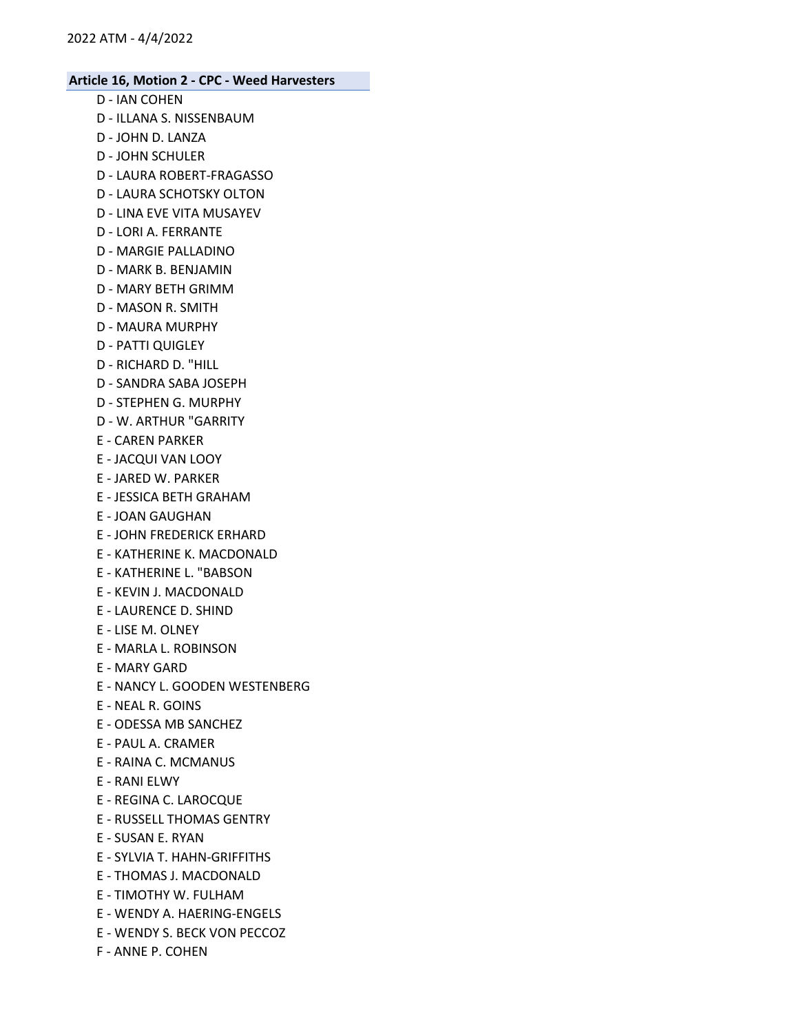**Article 16, Motion 2 - CPC - Weed Harvesters**

D - IAN COHEN
D - ILLANA S. NISSENBAUM
D - JOHN D. LANZA
D - JOHN SCHULER
D - LAURA ROBERT-FRAGASSO
D - LAURA SCHOTSKY OLTON
D - LINA EVE VITA MUSAYEV
D - LORI A. FERRANTE
D - MARGIE PALLADINO
D - MARK B. BENJAMIN
D - MARY BETH GRIMM
D - MASON R. SMITH
D - MAURA MURPHY
D - PATTI QUIGLEY
D - RICHARD D. "HILL
D - SANDRA SABA JOSEPH
D - STEPHEN G. MURPHY
D - W. ARTHUR "GARRITY
E - CAREN PARKER
E - JACQUI VAN LOOY
E - JARED W. PARKER
E - JESSICA BETH GRAHAM
E - JOAN GAUGHAN
E - JOHN FREDERICK ERHARD
E - KATHERINE K. MACDONALD
E - KATHERINE L. "BABSON
E - KEVIN J. MACDONALD
E - LAURENCE D. SHIND
E - LISE M. OLNEY
E - MARLA L. ROBINSON
E - MARY GARD
E - NANCY L. GOODEN WESTENBERG
E - NEAL R. GOINS
E - ODESSA MB SANCHEZ
E - PAUL A. CRAMER
E - RAINA C. MCMANUS
E - RANI ELWY
E - REGINA C. LAROCQUE
E - RUSSELL THOMAS GENTRY
E - SUSAN E. RYAN
E - SYLVIA T. HAHN-GRIFFITHS
E - THOMAS J. MACDONALD
E - TIMOTHY W. FULHAM
E - WENDY A. HAERING-ENGELS
E - WENDY S. BECK VON PECCOZ
F - ANNE P. COHEN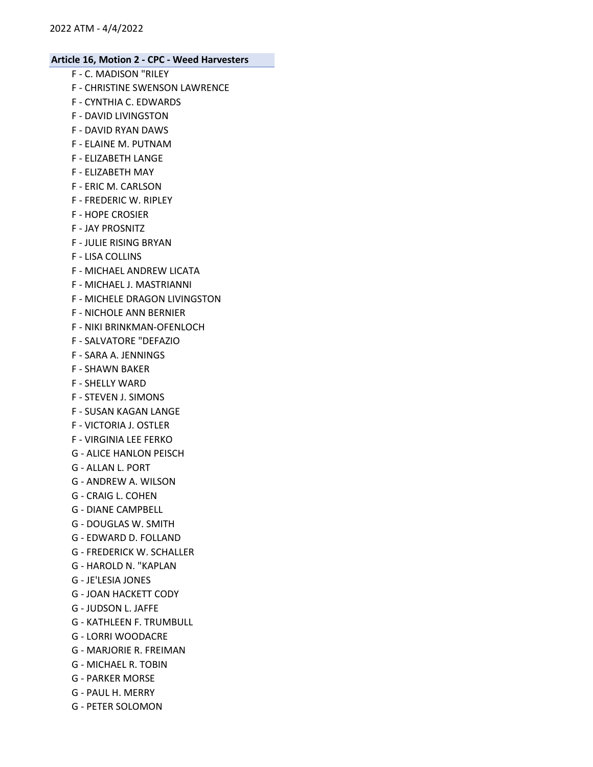**Article 16, Motion 2 - CPC - Weed Harvesters**

F - C. MADISON "RILEY
F - CHRISTINE SWENSON LAWRENCE
F - CYNTHIA C. EDWARDS
F - DAVID LIVINGSTON
F - DAVID RYAN DAWS
F - ELAINE M. PUTNAM
F - ELIZABETH LANGE
F - ELIZABETH MAY
F - ERIC M. CARLSON
F - FREDERIC W. RIPLEY
F - HOPE CROSIER
F - JAY PROSNITZ
F - JULIE RISING BRYAN
F - LISA COLLINS
F - MICHAEL ANDREW LICATA
F - MICHAEL J. MASTRIANNI
F - MICHELE DRAGON LIVINGSTON
F - NICHOLE ANN BERNIER
F - NIKI BRINKMAN-OFENLOCH
F - SALVATORE "DEFAZIO
F - SARA A. JENNINGS
F - SHAWN BAKER
F - SHELLY WARD
F - STEVEN J. SIMONS
F - SUSAN KAGAN LANGE
F - VICTORIA J. OSTLER
F - VIRGINIA LEE FERKO
G - ALICE HANLON PEISCH
G - ALLAN L. PORT
G - ANDREW A. WILSON
G - CRAIG L. COHEN
G - DIANE CAMPBELL
G - DOUGLAS W. SMITH
G - EDWARD D. FOLLAND
G - FREDERICK W. SCHALLER
G - HAROLD N. "KAPLAN
G - JE'LESIA JONES
G - JOAN HACKETT CODY
G - JUDSON L. JAFFE
G - KATHLEEN F. TRUMBULL
G - LORRI WOODACRE
G - MARJORIE R. FREIMAN
G - MICHAEL R. TOBIN
G - PARKER MORSE
G - PAUL H. MERRY
G - PETER SOLOMON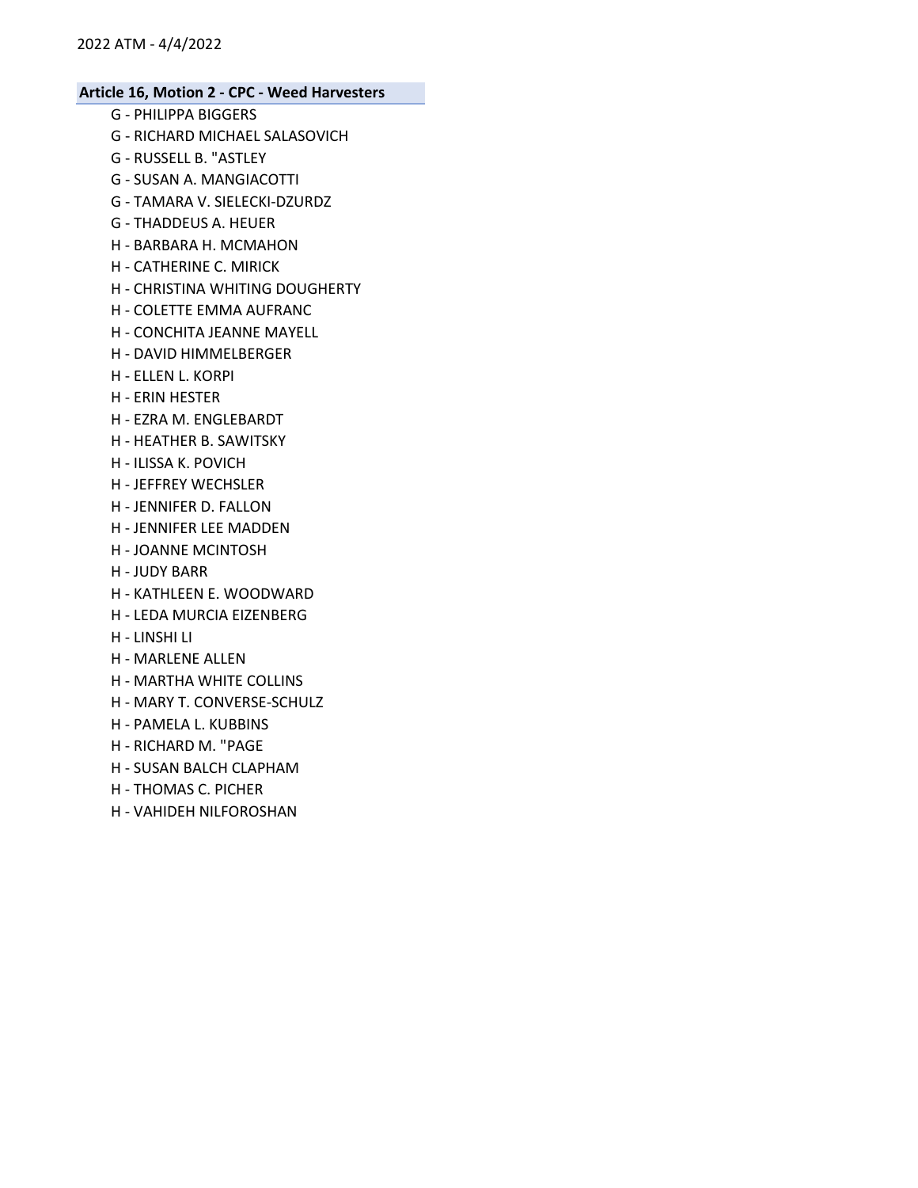## Article 16, Motion 2 - CPC - Weed Harvesters

- G - PHILIPPA BIGGERS
- G - RICHARD MICHAEL SALASOVICH
- G - RUSSELL B. "ASTLEY
- G - SUSAN A. MANGIACOTTI
- G - TAMARA V. SIELECKI-DZURDZ
- G - THADDEUS A. HEUER
- H - BARBARA H. MCMAHON
- H - CATHERINE C. MIRICK
- H - CHRISTINA WHITING DOUGHERTY
- H - COLETTE EMMA AUFRANC
- H - CONCHITA JEANNE MAYELL
- H - DAVID HIMMELBERGER
- H - ELLEN L. KORPI
- H - ERIN HESTER
- H - EZRA M. ENGLEBARDT
- H - HEATHER B. SAWITSKY
- H - ILISSA K. POVICH
- H - JEFFREY WECHSLER
- H - JENNIFER D. FALLON
- H - JENNIFER LEE MADDEN
- H - JOANNE MCINTOSH
- H - JUDY BARR
- H - KATHLEEN E. WOODWARD
- H - LEDA MURCIA EIZENBERG
- H - LINSHI LI
- H - MARLENE ALLEN
- H - MARTHA WHITE COLLINS
- H - MARY T. CONVERSE-SCHULZ
- H - PAMELA L. KUBBINS
- H - RICHARD M. "PAGE
- H - SUSAN BALCH CLAPHAM
- H - THOMAS C. PICHER
- H - VAHIDEH NILFOROSHAN